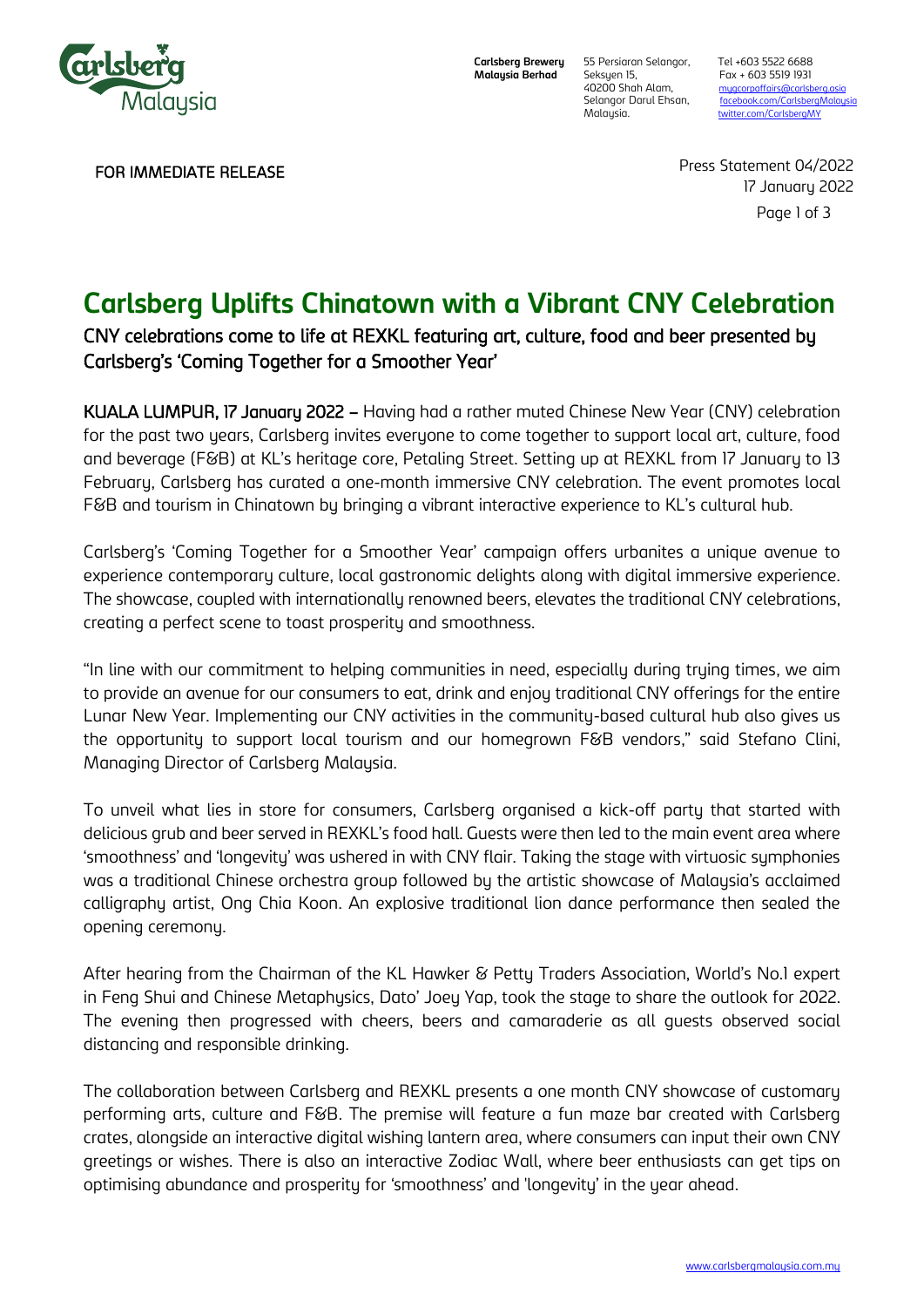**Carlsberg Brewery Malaysia Berhad**
55 Persiaran Selangor, Seksyen 15, 40200 Shah Alam, Selangor Darul Ehsan, Malaysia.
Tel +603 5522 6688
Fax + 603 5519 1931
mygcorpaffairs@carlsberg.asia
facebook.com/CarlsbergMalaysia
twitter.com/CarlsbergMY

FOR IMMEDIATE RELEASE

Press Statement 04/2022
17 January 2022

# Carlsberg Uplifts Chinatown with a Vibrant CNY Celebration

## CNY celebrations come to life at REXKL featuring art, culture, food and beer presented by Carlsberg's 'Coming Together for a Smoother Year'

**KUALA LUMPUR, 17 January 2022 –** Having had a rather muted Chinese New Year (CNY) celebration for the past two years, Carlsberg invites everyone to come together to support local art, culture, food and beverage (F&B) at KL's heritage core, Petaling Street. Setting up at REXKL from 17 January to 13 February, Carlsberg has curated a one-month immersive CNY celebration. The event promotes local F&B and tourism in Chinatown by bringing a vibrant interactive experience to KL's cultural hub.

Carlsberg's 'Coming Together for a Smoother Year' campaign offers urbanites a unique avenue to experience contemporary culture, local gastronomic delights along with digital immersive experience. The showcase, coupled with internationally renowned beers, elevates the traditional CNY celebrations, creating a perfect scene to toast prosperity and smoothness.

"In line with our commitment to helping communities in need, especially during trying times, we aim to provide an avenue for our consumers to eat, drink and enjoy traditional CNY offerings for the entire Lunar New Year. Implementing our CNY activities in the community-based cultural hub also gives us the opportunity to support local tourism and our homegrown F&B vendors," said Stefano Clini, Managing Director of Carlsberg Malaysia.

To unveil what lies in store for consumers, Carlsberg organised a kick-off party that started with delicious grub and beer served in REXKL's food hall. Guests were then led to the main event area where 'smoothness' and 'longevity' was ushered in with CNY flair. Taking the stage with virtuosic symphonies was a traditional Chinese orchestra group followed by the artistic showcase of Malaysia's acclaimed calligraphy artist, Ong Chia Koon. An explosive traditional lion dance performance then sealed the opening ceremony.

After hearing from the Chairman of the KL Hawker & Petty Traders Association, World's No.1 expert in Feng Shui and Chinese Metaphysics, Dato' Joey Yap, took the stage to share the outlook for 2022. The evening then progressed with cheers, beers and camaraderie as all guests observed social distancing and responsible drinking.

The collaboration between Carlsberg and REXKL presents a one month CNY showcase of customary performing arts, culture and F&B. The premise will feature a fun maze bar created with Carlsberg crates, alongside an interactive digital wishing lantern area, where consumers can input their own CNY greetings or wishes. There is also an interactive Zodiac Wall, where beer enthusiasts can get tips on optimising abundance and prosperity for 'smoothness' and 'longevity' in the year ahead.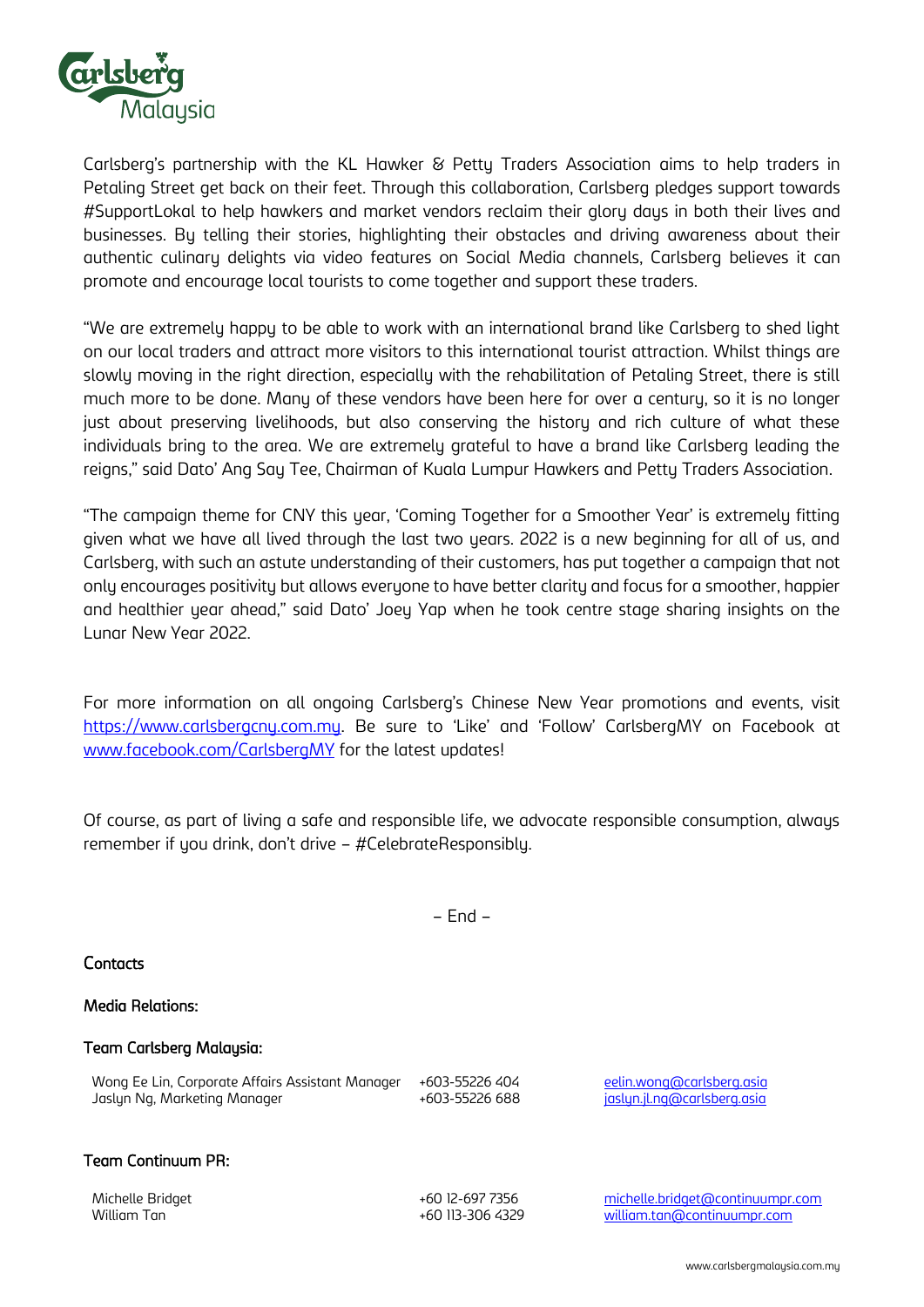Carlsberg's partnership with the KL Hawker & Petty Traders Association aims to help traders in Petaling Street get back on their feet. Through this collaboration, Carlsberg pledges support towards #SupportLokal to help hawkers and market vendors reclaim their glory days in both their lives and businesses. By telling their stories, highlighting their obstacles and driving awareness about their authentic culinary delights via video features on Social Media channels, Carlsberg believes it can promote and encourage local tourists to come together and support these traders.

"We are extremely happy to be able to work with an international brand like Carlsberg to shed light on our local traders and attract more visitors to this international tourist attraction. Whilst things are slowly moving in the right direction, especially with the rehabilitation of Petaling Street, there is still much more to be done. Many of these vendors have been here for over a century, so it is no longer just about preserving livelihoods, but also conserving the history and rich culture of what these individuals bring to the area. We are extremely grateful to have a brand like Carlsberg leading the reigns," said Dato' Ang Say Tee, Chairman of Kuala Lumpur Hawkers and Petty Traders Association.

"The campaign theme for CNY this year, 'Coming Together for a Smoother Year' is extremely fitting given what we have all lived through the last two years. 2022 is a new beginning for all of us, and Carlsberg, with such an astute understanding of their customers, has put together a campaign that not only encourages positivity but allows everyone to have better clarity and focus for a smoother, happier and healthier year ahead," said Dato' Joey Yap when he took centre stage sharing insights on the Lunar New Year 2022.

For more information on all ongoing Carlsberg's Chinese New Year promotions and events, visit https://www.carlsbergcny.com.my. Be sure to 'Like' and 'Follow' CarlsbergMY on Facebook at www.facebook.com/CarlsbergMY for the latest updates!

Of course, as part of living a safe and responsible life, we advocate responsible consumption, always remember if you drink, don't drive – #CelebrateResponsibly.

– End –

**Contacts**

**Media Relations:**

**Team Carlsberg Malaysia:**

| | | |
|---|---|---|
| Wong Ee Lin, Corporate Affairs Assistant Manager | +603-55226 404 | eelin.wong@carlsberg.asia |
| Jaslyn Ng, Marketing Manager | +603-55226 688 | jaslyn.jl.ng@carlsberg.asia |

**Team Continuum PR:**

| | | |
|---|---|---|
| Michelle Bridget | +60 12-697 7356 | michelle.bridget@continuumpr.com |
| William Tan | +60 113-306 4329 | william.tan@continuumpr.com |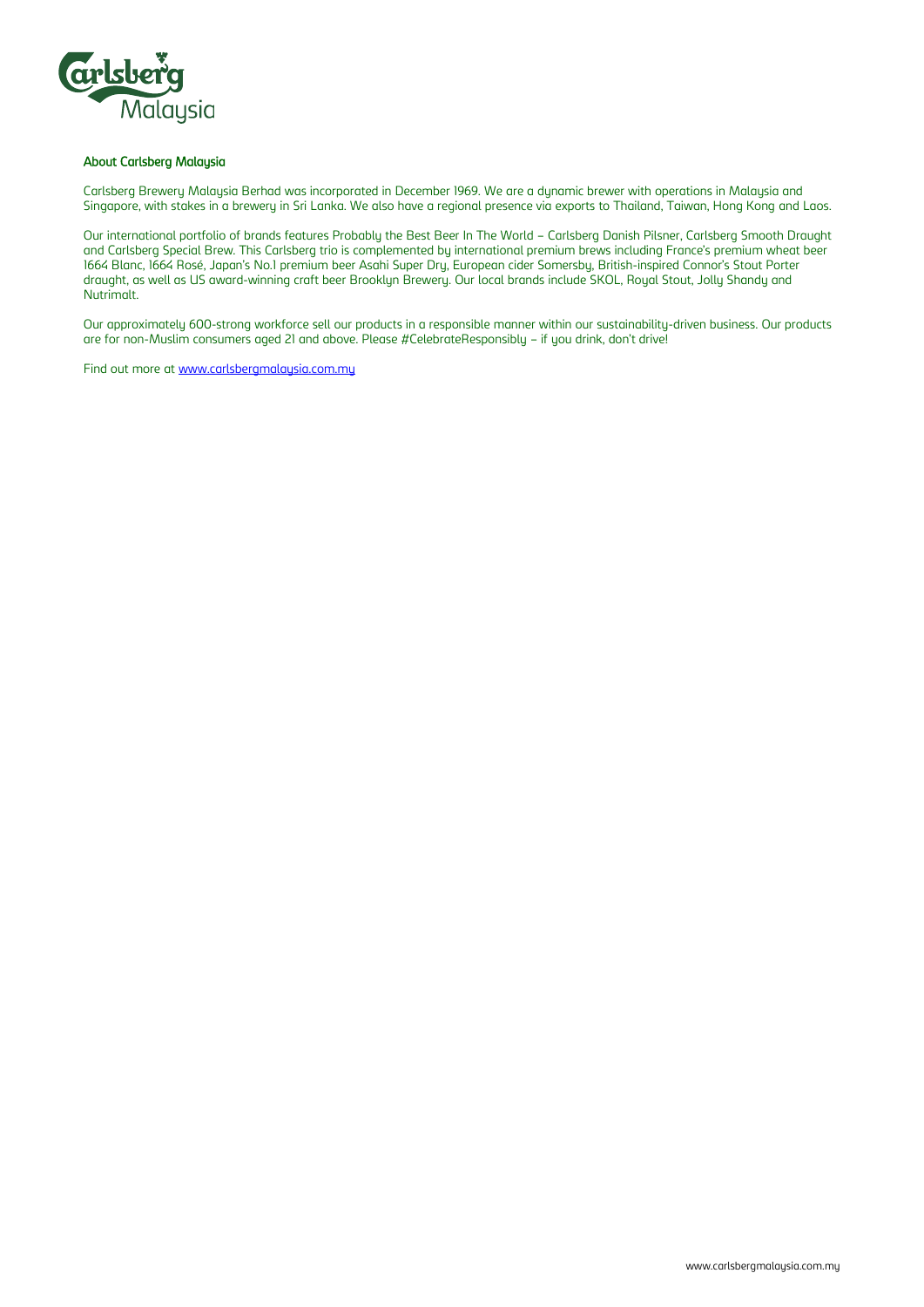### About Carlsberg Malaysia

Carlsberg Brewery Malaysia Berhad was incorporated in December 1969. We are a dynamic brewer with operations in Malaysia and Singapore, with stakes in a brewery in Sri Lanka. We also have a regional presence via exports to Thailand, Taiwan, Hong Kong and Laos.

Our international portfolio of brands features Probably the Best Beer In The World – Carlsberg Danish Pilsner, Carlsberg Smooth Draught and Carlsberg Special Brew. This Carlsberg trio is complemented by international premium brews including France's premium wheat beer 1664 Blanc, 1664 Rosé, Japan's No.1 premium beer Asahi Super Dry, European cider Somersby, British-inspired Connor's Stout Porter draught, as well as US award-winning craft beer Brooklyn Brewery. Our local brands include SKOL, Royal Stout, Jolly Shandy and Nutrimalt.

Our approximately 600-strong workforce sell our products in a responsible manner within our sustainability-driven business. Our products are for non-Muslim consumers aged 21 and above. Please #CelebrateResponsibly – if you drink, don't drive!

Find out more at [www.carlsbergmalaysia.com.my](http://www.carlsbergmalaysia.com.my)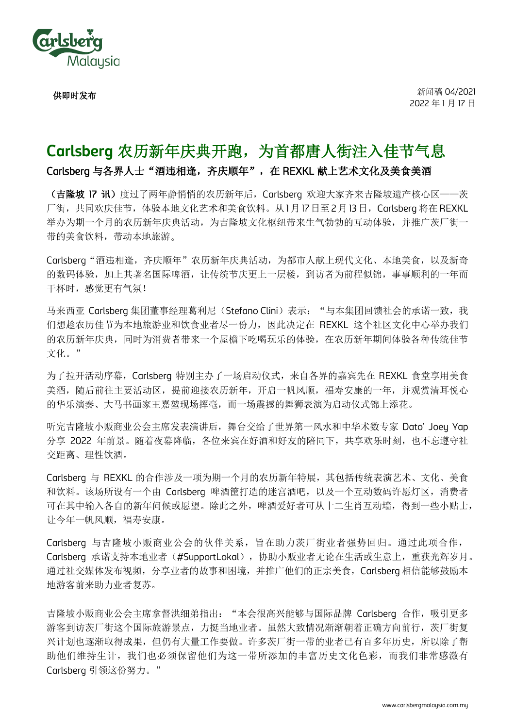供即时发布

新闻稿 04/2021
2022 年 1 月 17 日

# Carlsberg 农历新年庆典开跑，为首都唐人街注入佳节气息

**Carlsberg 与各界人士“酒违相逢，齐庆顺年”，在 REXKL 献上艺术文化及美食美酒**

**（吉隆坡 17 讯）**度过了两年静悄悄的农历新年后，Carlsberg 欢迎大家齐来吉隆坡遗产核心区——茨厂街，共同欢庆佳节，体验本地文化艺术和美食饮料。从1月17日至2月13日，Carlsberg 将在 REXKL 举办为期一个月的农历新年庆典活动，为吉隆坡文化枢纽带来生气勃勃的互动体验，并推广茨厂街一带的美食饮料，带动本地旅游。

Carlsberg“酒违相逢，齐庆顺年”农历新年庆典活动，为都市人献上现代文化、本地美食，以及新奇的数码体验，加上其著名国际啤酒，让传统节庆更上一层楼，到访者为前程似锦，事事顺利的一年而干杯时，感觉更有气氛！

马来西亚 Carlsberg 集团董事经理葛利尼（Stefano Clini）表示：“与本集团回馈社会的承诺一致，我们想趁农历佳节为本地旅游业和饮食业者尽一份力，因此决定在 REXKL 这个社区文化中心举办我们的农历新年庆典，同时为消费者带来一个屋檐下吃喝玩乐的体验，在农历新年期间体验各种传统佳节文化。”

为了拉开活动序幕，Carlsberg 特别主办了一场启动仪式，来自各界的嘉宾先在 REXKL 食堂享用美食美酒，随后前往主要活动区，提前迎接农历新年，开启一帆风顺，福寿安康的一年，并观赏清耳悦心的华乐演奏、大马书画家王嘉堃现场挥毫，而一场震撼的舞狮表演为启动仪式锦上添花。

听完吉隆坡小贩商业公会主席发表演讲后，舞台交给了世界第一风水和中华术数专家 Dato' Joey Yap 分享 2022 年前景。随着夜幕降临，各位来宾在好酒和好友的陪同下，共享欢乐时刻，也不忘遵守社交距离、理性饮酒。

Carlsberg 与 REXKL 的合作涉及一项为期一个月的农历新年特展，其包括传统表演艺术、文化、美食和饮料。该场所设有一个由 Carlsberg 啤酒筐打造的迷宫酒吧，以及一个互动数码许愿灯区，消费者可在其中输入各自的新年问候或愿望。除此之外，啤酒爱好者可从十二生肖互动墙，得到一些小贴士，让今年一帆风顺，福寿安康。

Carlsberg 与吉隆坡小贩商业公会的伙伴关系，旨在助力茨厂街业者强势回归。通过此项合作，Carlsberg 承诺支持本地业者（#SupportLokal），协助小贩业者无论在生活或生意上，重获光辉岁月。通过社交媒体发布视频，分享业者的故事和困境，并推广他们的正宗美食，Carlsberg 相信能够鼓励本地游客前来助力业者复苏。

吉隆坡小贩商业公会主席拿督洪细弟指出：“本会很高兴能够与国际品牌 Carlsberg 合作，吸引更多游客到访茨厂街这个国际旅游景点，力挺当地业者。虽然大致情况渐渐朝着正确方向前行，茨厂街复兴计划也逐渐取得成果，但仍有大量工作要做。许多茨厂街一带的业者已有百多年历史，所以除了帮助他们维持生计，我们也必须保留他们为这一带所添加的丰富历史文化色彩，而我们非常感激有 Carlsberg 引领这份努力。”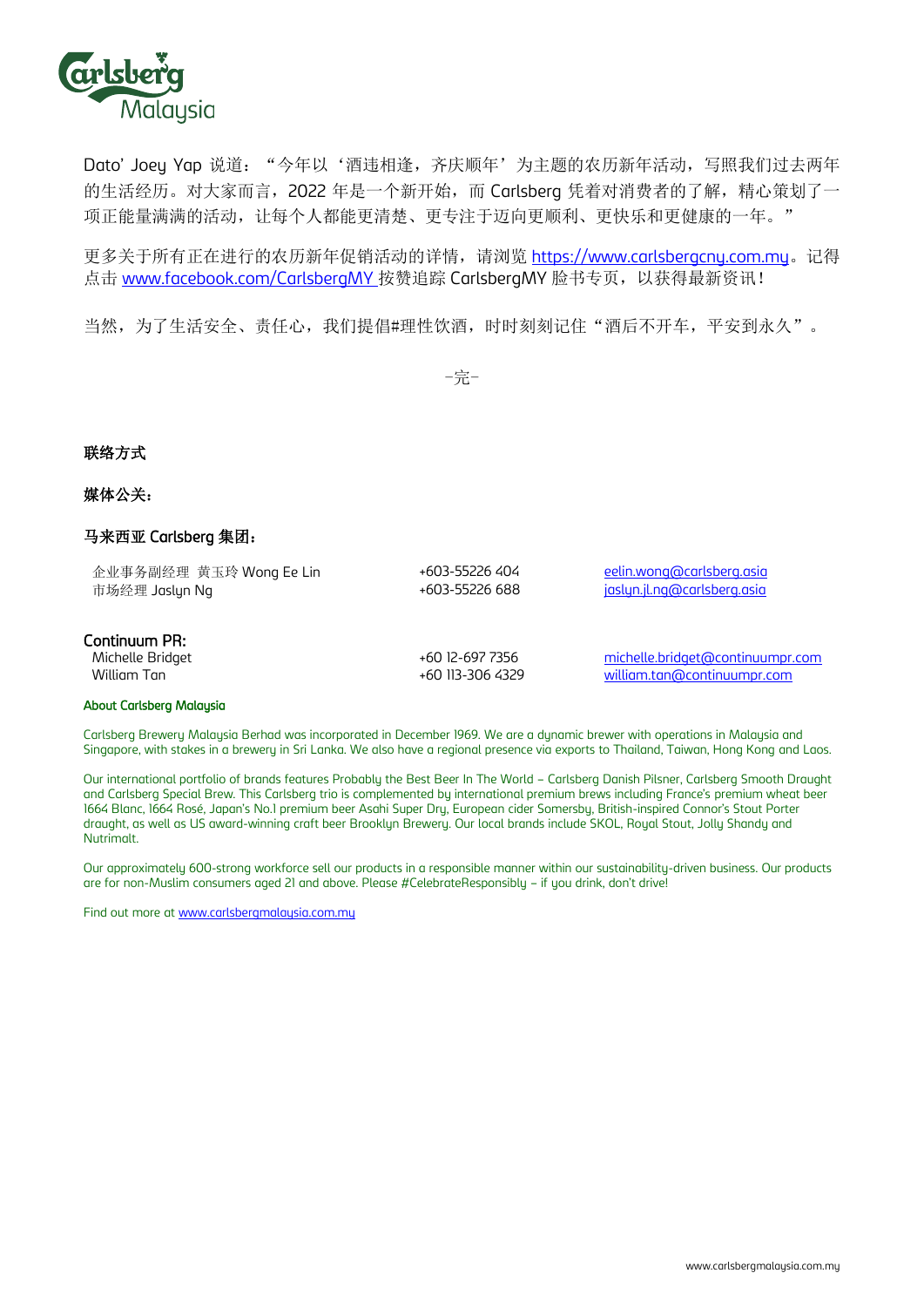Dato' Joey Yap 说道："今年以'酒违相逢，齐庆顺年'为主题的农历新年活动，写照我们过去两年的生活经历。对大家而言，2022 年是一个新开始，而 Carlsberg 凭着对消费者的了解，精心策划了一项正能量满满的活动，让每个人都能更清楚、更专注于迈向更顺利、更快乐和更健康的一年。"

更多关于所有正在进行的农历新年促销活动的详情，请浏览 https://www.carlsbergcny.com.my。记得点击 www.facebook.com/CarlsbergMY 按赞追踪 CarlsbergMY 脸书专页，以获得最新资讯！

当然，为了生活安全、责任心，我们提倡#理性饮酒，时时刻刻记住"酒后不开车，平安到永久"。

-完-

**联络方式**

**媒体公关：**

**马来西亚 Carlsberg 集团：**

| | | |
|---|---|---|
| 企业事务副经理 黄玉玲 Wong Ee Lin | +603-55226 404 | eelin.wong@carlsberg.asia |
| 市场经理 Jaslyn Ng | +603-55226 688 | jaslyn.jl.ng@carlsberg.asia |

**Continuum PR:**

| | | |
|---|---|---|
| Michelle Bridget | +60 12-697 7356 | michelle.bridget@continuumpr.com |
| William Tan | +60 113-306 4329 | william.tan@continuumpr.com |

**About Carlsberg Malaysia**

Carlsberg Brewery Malaysia Berhad was incorporated in December 1969. We are a dynamic brewer with operations in Malaysia and Singapore, with stakes in a brewery in Sri Lanka. We also have a regional presence via exports to Thailand, Taiwan, Hong Kong and Laos.

Our international portfolio of brands features Probably the Best Beer In The World – Carlsberg Danish Pilsner, Carlsberg Smooth Draught and Carlsberg Special Brew. This Carlsberg trio is complemented by international premium brews including France's premium wheat beer 1664 Blanc, 1664 Rosé, Japan's No.1 premium beer Asahi Super Dry, European cider Somersby, British-inspired Connor's Stout Porter draught, as well as US award-winning craft beer Brooklyn Brewery. Our local brands include SKOL, Royal Stout, Jolly Shandy and Nutrimalt.

Our approximately 600-strong workforce sell our products in a responsible manner within our sustainability-driven business. Our products are for non-Muslim consumers aged 21 and above. Please #CelebrateResponsibly – if you drink, don't drive!

Find out more at www.carlsbergmalaysia.com.my